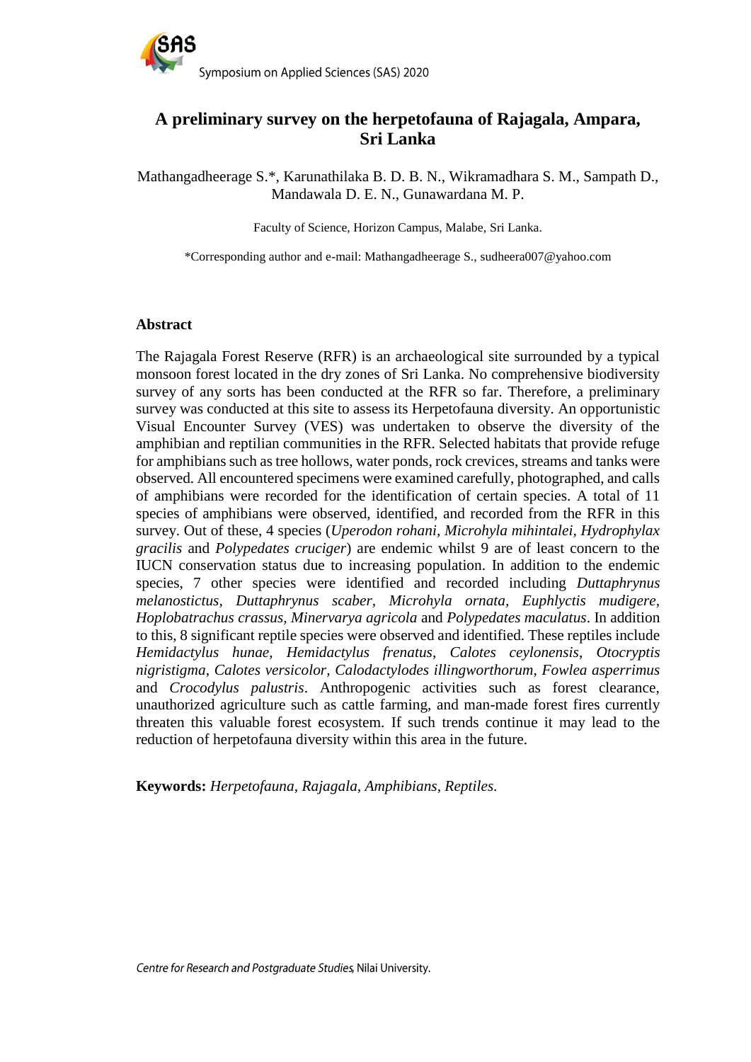# A preliminary survey on the herpetofauna of Rajagala, Ampara, Sri Lanka

Mathangadheerage S.*, Karunathilaka B. D. B. N., Wikramadhara S. M., Sampath D., Mandawala D. E. N., Gunawardana M. P.

Faculty of Science, Horizon Campus, Malabe, Sri Lanka.

*Corresponding author and e-mail: Mathangadheerage S., sudheera007@yahoo.com

## Abstract

The Rajagala Forest Reserve (RFR) is an archaeological site surrounded by a typical monsoon forest located in the dry zones of Sri Lanka. No comprehensive biodiversity survey of any sorts has been conducted at the RFR so far. Therefore, a preliminary survey was conducted at this site to assess its Herpetofauna diversity. An opportunistic Visual Encounter Survey (VES) was undertaken to observe the diversity of the amphibian and reptilian communities in the RFR. Selected habitats that provide refuge for amphibians such as tree hollows, water ponds, rock crevices, streams and tanks were observed. All encountered specimens were examined carefully, photographed, and calls of amphibians were recorded for the identification of certain species. A total of 11 species of amphibians were observed, identified, and recorded from the RFR in this survey. Out of these, 4 species (*Uperodon rohani*, *Microhyla mihintalei*, *Hydrophylax gracilis* and *Polypedates cruciger*) are endemic whilst 9 are of least concern to the IUCN conservation status due to increasing population. In addition to the endemic species, 7 other species were identified and recorded including *Duttaphrynus melanostictus*, *Duttaphrynus scaber*, *Microhyla ornata*, *Euphlyctis mudigere*, *Hoplobatrachus crassus*, *Minervarya agricola* and *Polypedates maculatus*. In addition to this, 8 significant reptile species were observed and identified. These reptiles include *Hemidactylus hunae*, *Hemidactylus frenatus*, *Calotes ceylonensis*, *Otocryptis nigristigma*, *Calotes versicolor*, *Calodactylodes illingworthorum*, *Fowlea asperrimus* and *Crocodylus palustris*. Anthropogenic activities such as forest clearance, unauthorized agriculture such as cattle farming, and man-made forest fires currently threaten this valuable forest ecosystem. If such trends continue it may lead to the reduction of herpetofauna diversity within this area in the future.

**Keywords:** *Herpetofauna, Rajagala, Amphibians, Reptiles.*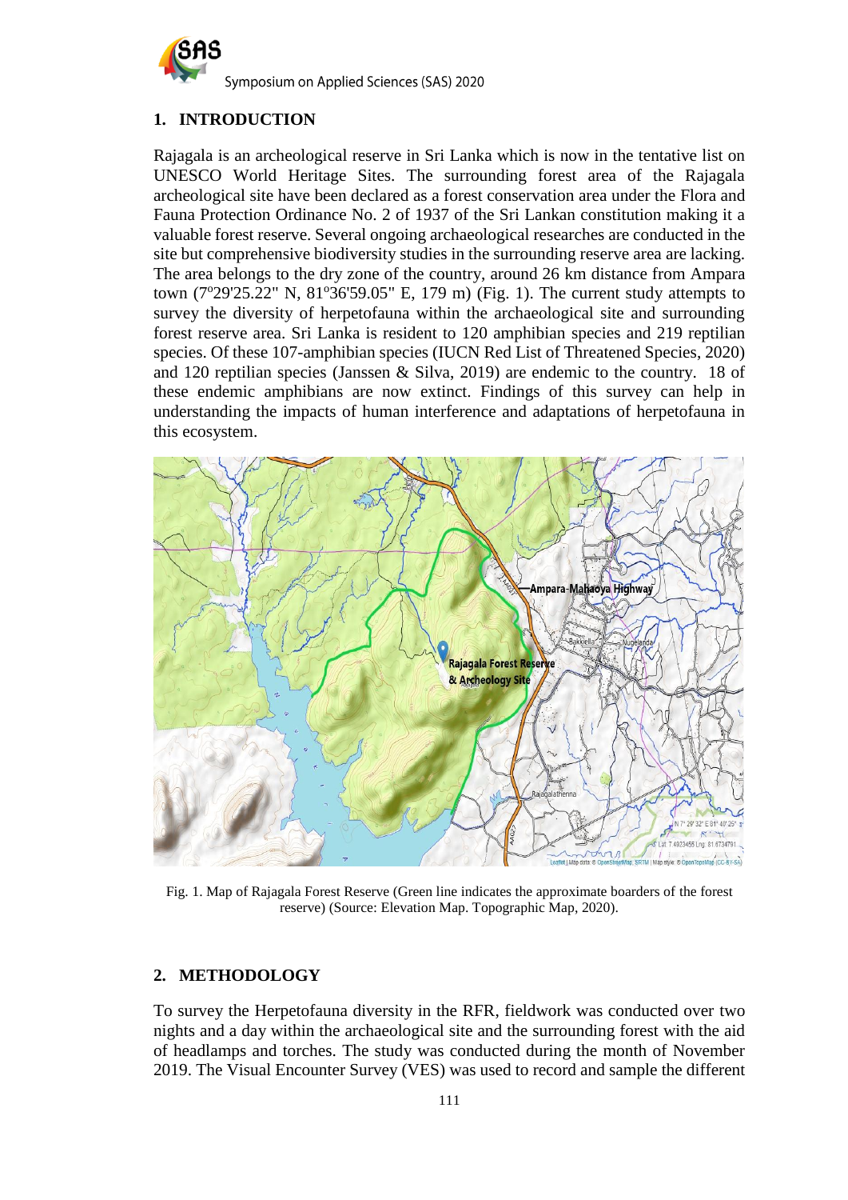## 1. INTRODUCTION

Rajagala is an archeological reserve in Sri Lanka which is now in the tentative list on UNESCO World Heritage Sites. The surrounding forest area of the Rajagala archeological site have been declared as a forest conservation area under the Flora and Fauna Protection Ordinance No. 2 of 1937 of the Sri Lankan constitution making it a valuable forest reserve. Several ongoing archaeological researches are conducted in the site but comprehensive biodiversity studies in the surrounding reserve area are lacking. The area belongs to the dry zone of the country, around 26 km distance from Ampara town (7°29'25.22" N, 81°36'59.05" E, 179 m) (Fig. 1). The current study attempts to survey the diversity of herpetofauna within the archaeological site and surrounding forest reserve area. Sri Lanka is resident to 120 amphibian species and 219 reptilian species. Of these 107-amphibian species (IUCN Red List of Threatened Species, 2020) and 120 reptilian species (Janssen & Silva, 2019) are endemic to the country. 18 of these endemic amphibians are now extinct. Findings of this survey can help in understanding the impacts of human interference and adaptations of herpetofauna in this ecosystem.

Fig. 1. Map of Rajagala Forest Reserve (Green line indicates the approximate boarders of the forest reserve) (Source: Elevation Map. Topographic Map, 2020).

## 2. METHODOLOGY

To survey the Herpetofauna diversity in the RFR, fieldwork was conducted over two nights and a day within the archaeological site and the surrounding forest with the aid of headlamps and torches. The study was conducted during the month of November 2019. The Visual Encounter Survey (VES) was used to record and sample the different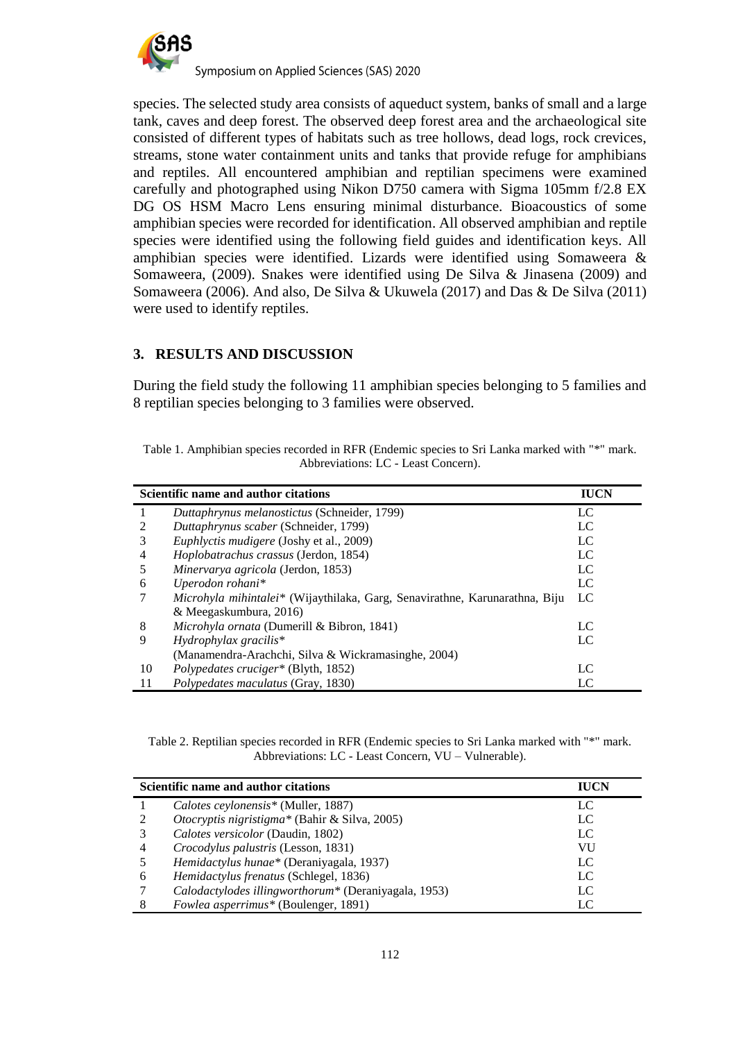species. The selected study area consists of aqueduct system, banks of small and a large tank, caves and deep forest. The observed deep forest area and the archaeological site consisted of different types of habitats such as tree hollows, dead logs, rock crevices, streams, stone water containment units and tanks that provide refuge for amphibians and reptiles. All encountered amphibian and reptilian specimens were examined carefully and photographed using Nikon D750 camera with Sigma 105mm f/2.8 EX DG OS HSM Macro Lens ensuring minimal disturbance. Bioacoustics of some amphibian species were recorded for identification. All observed amphibian and reptile species were identified using the following field guides and identification keys. All amphibian species were identified using Somaweera & Somaweera, (2009). Snakes were identified using De Silva & Jinasena (2009) and Somaweera (2006). And also, De Silva & Ukuwela (2017) and Das & De Silva (2011) were used to identify reptiles.

## 3. RESULTS AND DISCUSSION

During the field study the following 11 amphibian species belonging to 5 families and 8 reptilian species belonging to 3 families were observed.

Table 1. Amphibian species recorded in RFR (Endemic species to Sri Lanka marked with "*" mark. Abbreviations: LC - Least Concern).

| | Scientific name and author citations | IUCN |
|---|---|---|
| 1 | *Duttaphrynus melanostictus* (Schneider, 1799) | LC |
| 2 | *Duttaphrynus scaber* (Schneider, 1799) | LC |
| 3 | *Euphlyctis mudigere* (Joshy et al., 2009) | LC |
| 4 | *Hoplobatrachus crassus* (Jerdon, 1854) | LC |
| 5 | *Minervarya agricola* (Jerdon, 1853) | LC |
| 6 | *Uperodon rohani** | LC |
| 7 | *Microhyla mihintalei** (Wijaythilaka, Garg, Senavirathne, Karunarathna, Biju & Meegaskumbura, 2016) | LC |
| 8 | *Microhyla ornata* (Dumerill & Bibron, 1841) | LC |
| 9 | *Hydrophylax gracilis** (Manamendra-Arachchi, Silva & Wickramasinghe, 2004) | LC |
| 10 | *Polypedates cruciger** (Blyth, 1852) | LC |
| 11 | *Polypedates maculatus* (Gray, 1830) | LC |

Table 2. Reptilian species recorded in RFR (Endemic species to Sri Lanka marked with "*" mark. Abbreviations: LC - Least Concern, VU – Vulnerable).

| | Scientific name and author citations | IUCN |
|---|---|---|
| 1 | *Calotes ceylonensis** (Muller, 1887) | LC |
| 2 | *Otocryptis nigristigma** (Bahir & Silva, 2005) | LC |
| 3 | *Calotes versicolor* (Daudin, 1802) | LC |
| 4 | *Crocodylus palustris* (Lesson, 1831) | VU |
| 5 | *Hemidactylus hunae** (Deraniyagala, 1937) | LC |
| 6 | *Hemidactylus frenatus* (Schlegel, 1836) | LC |
| 7 | *Calodactylodes illingworthorum** (Deraniyagala, 1953) | LC |
| 8 | *Fowlea asperrimus** (Boulenger, 1891) | LC |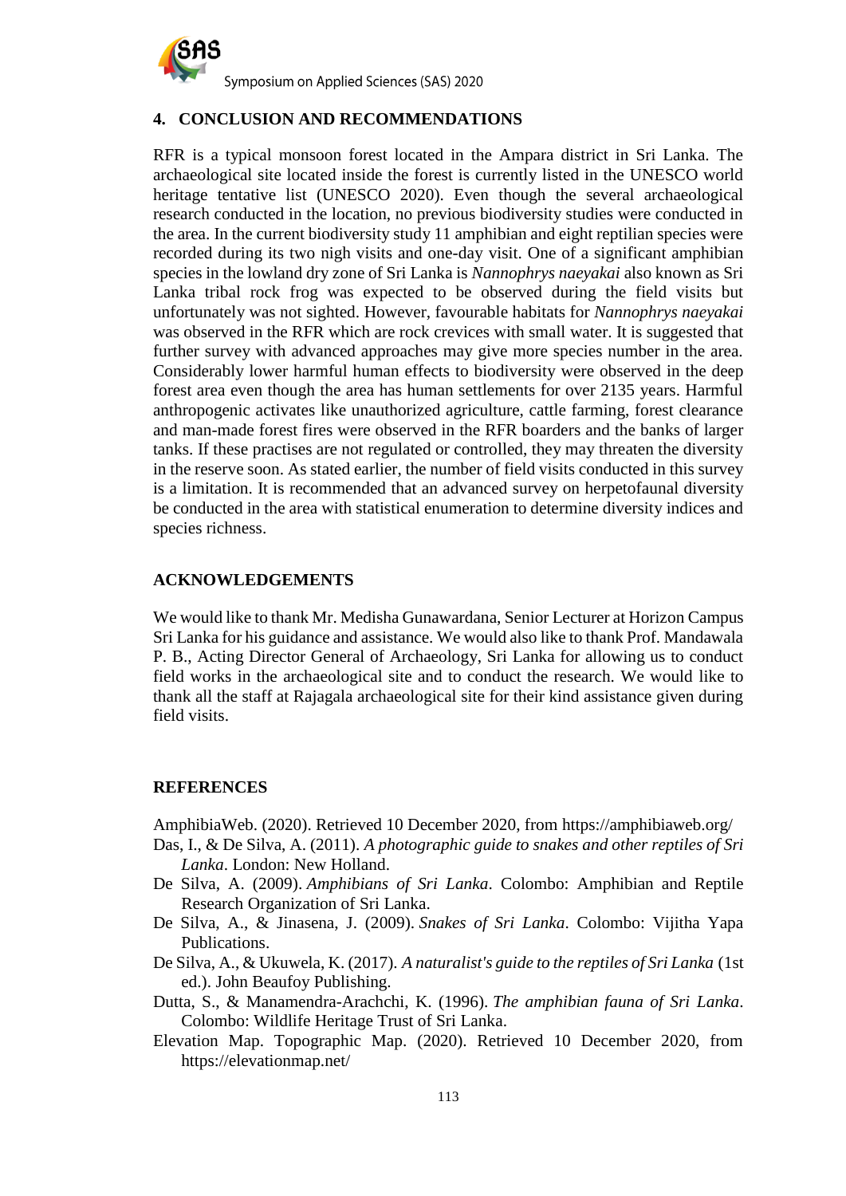## 4. CONCLUSION AND RECOMMENDATIONS

RFR is a typical monsoon forest located in the Ampara district in Sri Lanka. The archaeological site located inside the forest is currently listed in the UNESCO world heritage tentative list (UNESCO 2020). Even though the several archaeological research conducted in the location, no previous biodiversity studies were conducted in the area. In the current biodiversity study 11 amphibian and eight reptilian species were recorded during its two nigh visits and one-day visit. One of a significant amphibian species in the lowland dry zone of Sri Lanka is *Nannophrys naeyakai* also known as Sri Lanka tribal rock frog was expected to be observed during the field visits but unfortunately was not sighted. However, favourable habitats for *Nannophrys naeyakai* was observed in the RFR which are rock crevices with small water. It is suggested that further survey with advanced approaches may give more species number in the area. Considerably lower harmful human effects to biodiversity were observed in the deep forest area even though the area has human settlements for over 2135 years. Harmful anthropogenic activates like unauthorized agriculture, cattle farming, forest clearance and man-made forest fires were observed in the RFR boarders and the banks of larger tanks. If these practises are not regulated or controlled, they may threaten the diversity in the reserve soon. As stated earlier, the number of field visits conducted in this survey is a limitation. It is recommended that an advanced survey on herpetofaunal diversity be conducted in the area with statistical enumeration to determine diversity indices and species richness.

## ACKNOWLEDGEMENTS

We would like to thank Mr. Medisha Gunawardana, Senior Lecturer at Horizon Campus Sri Lanka for his guidance and assistance. We would also like to thank Prof. Mandawala P. B., Acting Director General of Archaeology, Sri Lanka for allowing us to conduct field works in the archaeological site and to conduct the research. We would like to thank all the staff at Rajagala archaeological site for their kind assistance given during field visits.

## REFERENCES

AmphibiaWeb. (2020). Retrieved 10 December 2020, from https://amphibiaweb.org/

Das, I., & De Silva, A. (2011). *A photographic guide to snakes and other reptiles of Sri Lanka*. London: New Holland.

De Silva, A. (2009). *Amphibians of Sri Lanka*. Colombo: Amphibian and Reptile Research Organization of Sri Lanka.

De Silva, A., & Jinasena, J. (2009). *Snakes of Sri Lanka*. Colombo: Vijitha Yapa Publications.

De Silva, A., & Ukuwela, K. (2017). *A naturalist's guide to the reptiles of Sri Lanka* (1st ed.). John Beaufoy Publishing.

Dutta, S., & Manamendra-Arachchi, K. (1996). *The amphibian fauna of Sri Lanka*. Colombo: Wildlife Heritage Trust of Sri Lanka.

Elevation Map. Topographic Map. (2020). Retrieved 10 December 2020, from https://elevationmap.net/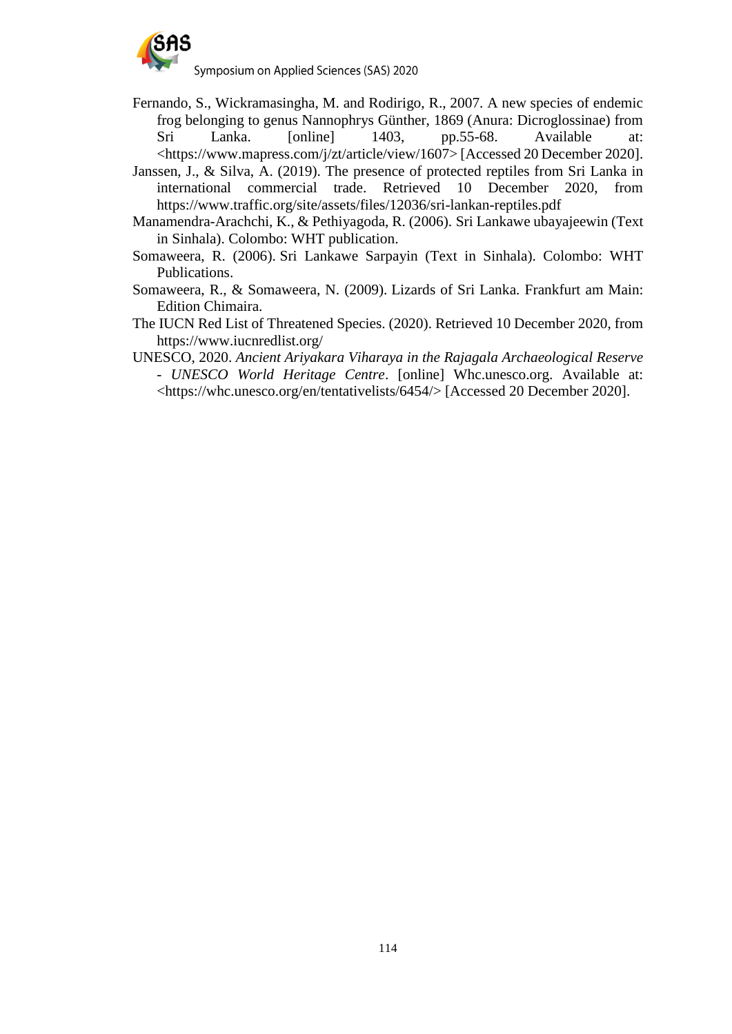Fernando, S., Wickramasingha, M. and Rodirigo, R., 2007. A new species of endemic frog belonging to genus Nannophrys Günther, 1869 (Anura: Dicroglossinae) from Sri Lanka. [online] 1403, pp.55-68. Available at: <https://www.mapress.com/j/zt/article/view/1607> [Accessed 20 December 2020].

Janssen, J., & Silva, A. (2019). The presence of protected reptiles from Sri Lanka in international commercial trade. Retrieved 10 December 2020, from https://www.traffic.org/site/assets/files/12036/sri-lankan-reptiles.pdf

Manamendra-Arachchi, K., & Pethiyagoda, R. (2006). Sri Lankawe ubayajeewin (Text in Sinhala). Colombo: WHT publication.

Somaweera, R. (2006). Sri Lankawe Sarpayin (Text in Sinhala). Colombo: WHT Publications.

Somaweera, R., & Somaweera, N. (2009). Lizards of Sri Lanka. Frankfurt am Main: Edition Chimaira.

The IUCN Red List of Threatened Species. (2020). Retrieved 10 December 2020, from https://www.iucnredlist.org/

UNESCO, 2020. *Ancient Ariyakara Viharaya in the Rajagala Archaeological Reserve - UNESCO World Heritage Centre*. [online] Whc.unesco.org. Available at: <https://whc.unesco.org/en/tentativelists/6454/> [Accessed 20 December 2020].